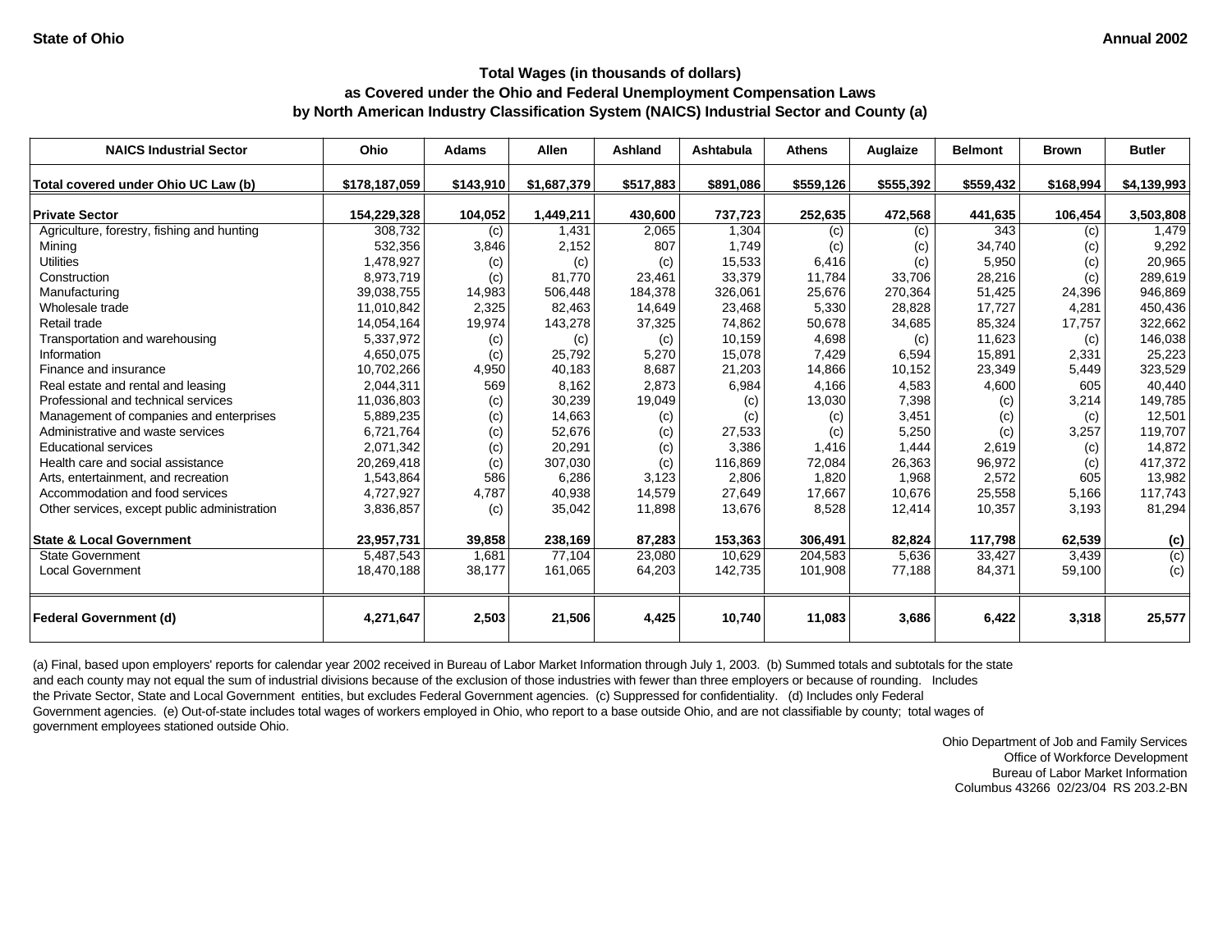State of Ohio

Annual 2002

## Total Wages (in thousands of dollars)
## as Covered under the Ohio and Federal Unemployment Compensation Laws
## by North American Industry Classification System (NAICS) Industrial Sector and County (a)

| NAICS Industrial Sector | Ohio | Adams | Allen | Ashland | Ashtabula | Athens | Auglaize | Belmont | Brown | Butler |
|---|---|---|---|---|---|---|---|---|---|---|
| **Total covered under Ohio UC Law (b)** | **$178,187,059** | **$143,910** | **$1,687,379** | **$517,883** | **$891,086** | **$559,126** | **$555,392** | **$559,432** | **$168,994** | **$4,139,993** |
| **Private Sector** | **154,229,328** | **104,052** | **1,449,211** | **430,600** | **737,723** | **252,635** | **472,568** | **441,635** | **106,454** | **3,503,808** |
| Agriculture, forestry, fishing and hunting | 308,732 | (c) | 1,431 | 2,065 | 1,304 | (c) | (c) | 343 | (c) | 1,479 |
| Mining | 532,356 | 3,846 | 2,152 | 807 | 1,749 | (c) | (c) | 34,740 | (c) | 9,292 |
| Utilities | 1,478,927 | (c) | (c) | (c) | 15,533 | 6,416 | (c) | 5,950 | (c) | 20,965 |
| Construction | 8,973,719 | (c) | 81,770 | 23,461 | 33,379 | 11,784 | 33,706 | 28,216 | (c) | 289,619 |
| Manufacturing | 39,038,755 | 14,983 | 506,448 | 184,378 | 326,061 | 25,676 | 270,364 | 51,425 | 24,396 | 946,869 |
| Wholesale trade | 11,010,842 | 2,325 | 82,463 | 14,649 | 23,468 | 5,330 | 28,828 | 17,727 | 4,281 | 450,436 |
| Retail trade | 14,054,164 | 19,974 | 143,278 | 37,325 | 74,862 | 50,678 | 34,685 | 85,324 | 17,757 | 322,662 |
| Transportation and warehousing | 5,337,972 | (c) | (c) | (c) | 10,159 | 4,698 | (c) | 11,623 | (c) | 146,038 |
| Information | 4,650,075 | (c) | 25,792 | 5,270 | 15,078 | 7,429 | 6,594 | 15,891 | 2,331 | 25,223 |
| Finance and insurance | 10,702,266 | 4,950 | 40,183 | 8,687 | 21,203 | 14,866 | 10,152 | 23,349 | 5,449 | 323,529 |
| Real estate and rental and leasing | 2,044,311 | 569 | 8,162 | 2,873 | 6,984 | 4,166 | 4,583 | 4,600 | 605 | 40,440 |
| Professional and technical services | 11,036,803 | (c) | 30,239 | 19,049 | (c) | 13,030 | 7,398 | (c) | 3,214 | 149,785 |
| Management of companies and enterprises | 5,889,235 | (c) | 14,663 | (c) | (c) | (c) | 3,451 | (c) | (c) | 12,501 |
| Administrative and waste services | 6,721,764 | (c) | 52,676 | (c) | 27,533 | (c) | 5,250 | (c) | 3,257 | 119,707 |
| Educational services | 2,071,342 | (c) | 20,291 | (c) | 3,386 | 1,416 | 1,444 | 2,619 | (c) | 14,872 |
| Health care and social assistance | 20,269,418 | (c) | 307,030 | (c) | 116,869 | 72,084 | 26,363 | 96,972 | (c) | 417,372 |
| Arts, entertainment, and recreation | 1,543,864 | 586 | 6,286 | 3,123 | 2,806 | 1,820 | 1,968 | 2,572 | 605 | 13,982 |
| Accommodation and food services | 4,727,927 | 4,787 | 40,938 | 14,579 | 27,649 | 17,667 | 10,676 | 25,558 | 5,166 | 117,743 |
| Other services, except public administration | 3,836,857 | (c) | 35,042 | 11,898 | 13,676 | 8,528 | 12,414 | 10,357 | 3,193 | 81,294 |
| **State & Local Government** | **23,957,731** | **39,858** | **238,169** | **87,283** | **153,363** | **306,491** | **82,824** | **117,798** | **62,539** | **(c)** |
| State Government | 5,487,543 | 1,681 | 77,104 | 23,080 | 10,629 | 204,583 | 5,636 | 33,427 | 3,439 | (c) |
| Local Government | 18,470,188 | 38,177 | 161,065 | 64,203 | 142,735 | 101,908 | 77,188 | 84,371 | 59,100 | (c) |
| **Federal Government (d)** | **4,271,647** | **2,503** | **21,506** | **4,425** | **10,740** | **11,083** | **3,686** | **6,422** | **3,318** | **25,577** |

(a) Final, based upon employers' reports for calendar year 2002 received in Bureau of Labor Market Information through July 1, 2003. (b) Summed totals and subtotals for the state and each county may not equal the sum of industrial divisions because of the exclusion of those industries with fewer than three employers or because of rounding. Includes the Private Sector, State and Local Government entities, but excludes Federal Government agencies. (c) Suppressed for confidentiality. (d) Includes only Federal Government agencies. (e) Out-of-state includes total wages of workers employed in Ohio, who report to a base outside Ohio, and are not classifiable by county; total wages of government employees stationed outside Ohio.

Ohio Department of Job and Family Services
Office of Workforce Development
Bureau of Labor Market Information
Columbus 43266 02/23/04 RS 203.2-BN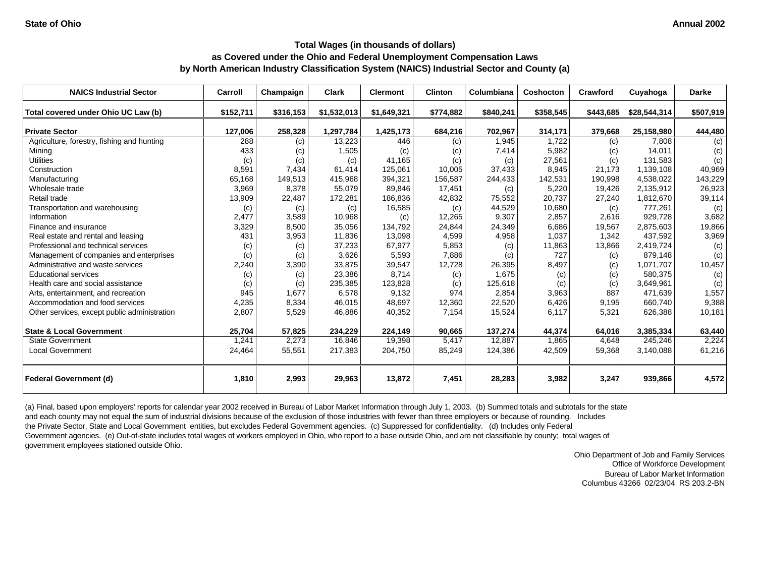**State of Ohio** **Annual 2002**

### Total Wages (in thousands of dollars)
### as Covered under the Ohio and Federal Unemployment Compensation Laws
### by North American Industry Classification System (NAICS) Industrial Sector and County (a)

| NAICS Industrial Sector | Carroll | Champaign | Clark | Clermont | Clinton | Columbiana | Coshocton | Crawford | Cuyahoga | Darke |
|---|---|---|---|---|---|---|---|---|---|---|
| **Total covered under Ohio UC Law (b)** | **$152,711** | **$316,153** | **$1,532,013** | **$1,649,321** | **$774,882** | **$840,241** | **$358,545** | **$443,685** | **$28,544,314** | **$507,919** |
| **Private Sector** | **127,006** | **258,328** | **1,297,784** | **1,425,173** | **684,216** | **702,967** | **314,171** | **379,668** | **25,158,980** | **444,480** |
| Agriculture, forestry, fishing and hunting | 288 | (c) | 13,223 | 446 | (c) | 1,945 | 1,722 | (c) | 7,808 | (c) |
| Mining | 433 | (c) | 1,505 | (c) | (c) | 7,414 | 5,982 | (c) | 14,011 | (c) |
| Utilities | (c) | (c) | (c) | 41,165 | (c) | (c) | 27,561 | (c) | 131,583 | (c) |
| Construction | 8,591 | 7,434 | 61,414 | 125,061 | 10,005 | 37,433 | 8,945 | 21,173 | 1,139,108 | 40,969 |
| Manufacturing | 65,168 | 149,513 | 415,968 | 394,321 | 156,587 | 244,433 | 142,531 | 190,998 | 4,538,022 | 143,229 |
| Wholesale trade | 3,969 | 8,378 | 55,079 | 89,846 | 17,451 | (c) | 5,220 | 19,426 | 2,135,912 | 26,923 |
| Retail trade | 13,909 | 22,487 | 172,281 | 186,836 | 42,832 | 75,552 | 20,737 | 27,240 | 1,812,670 | 39,114 |
| Transportation and warehousing | (c) | (c) | (c) | 16,585 | (c) | 44,529 | 10,680 | (c) | 777,261 | (c) |
| Information | 2,477 | 3,589 | 10,968 | (c) | 12,265 | 9,307 | 2,857 | 2,616 | 929,728 | 3,682 |
| Finance and insurance | 3,329 | 8,500 | 35,056 | 134,792 | 24,844 | 24,349 | 6,686 | 19,567 | 2,875,603 | 19,866 |
| Real estate and rental and leasing | 431 | 3,953 | 11,836 | 13,098 | 4,599 | 4,958 | 1,037 | 1,342 | 437,592 | 3,969 |
| Professional and technical services | (c) | (c) | 37,233 | 67,977 | 5,853 | (c) | 11,863 | 13,866 | 2,419,724 | (c) |
| Management of companies and enterprises | (c) | (c) | 3,626 | 5,593 | 7,886 | (c) | 727 | (c) | 879,148 | (c) |
| Administrative and waste services | 2,240 | 3,390 | 33,875 | 39,547 | 12,728 | 26,395 | 8,497 | (c) | 1,071,707 | 10,457 |
| Educational services | (c) | (c) | 23,386 | 8,714 | (c) | 1,675 | (c) | (c) | 580,375 | (c) |
| Health care and social assistance | (c) | (c) | 235,385 | 123,828 | (c) | 125,618 | (c) | (c) | 3,649,961 | (c) |
| Arts, entertainment, and recreation | 945 | 1,677 | 6,578 | 9,132 | 974 | 2,854 | 3,963 | 887 | 471,639 | 1,557 |
| Accommodation and food services | 4,235 | 8,334 | 46,015 | 48,697 | 12,360 | 22,520 | 6,426 | 9,195 | 660,740 | 9,388 |
| Other services, except public administration | 2,807 | 5,529 | 46,886 | 40,352 | 7,154 | 15,524 | 6,117 | 5,321 | 626,388 | 10,181 |
| **State & Local Government** | **25,704** | **57,825** | **234,229** | **224,149** | **90,665** | **137,274** | **44,374** | **64,016** | **3,385,334** | **63,440** |
| State Government | 1,241 | 2,273 | 16,846 | 19,398 | 5,417 | 12,887 | 1,865 | 4,648 | 245,246 | 2,224 |
| Local Government | 24,464 | 55,551 | 217,383 | 204,750 | 85,249 | 124,386 | 42,509 | 59,368 | 3,140,088 | 61,216 |
| **Federal Government (d)** | **1,810** | **2,993** | **29,963** | **13,872** | **7,451** | **28,283** | **3,982** | **3,247** | **939,866** | **4,572** |

(a) Final, based upon employers' reports for calendar year 2002 received in Bureau of Labor Market Information through July 1, 2003. (b) Summed totals and subtotals for the state and each county may not equal the sum of industrial divisions because of the exclusion of those industries with fewer than three employers or because of rounding. Includes the Private Sector, State and Local Government entities, but excludes Federal Government agencies. (c) Suppressed for confidentiality. (d) Includes only Federal Government agencies. (e) Out-of-state includes total wages of workers employed in Ohio, who report to a base outside Ohio, and are not classifiable by county; total wages of government employees stationed outside Ohio.

Ohio Department of Job and Family Services
Office of Workforce Development
Bureau of Labor Market Information
Columbus 43266 02/23/04 RS 203.2-BN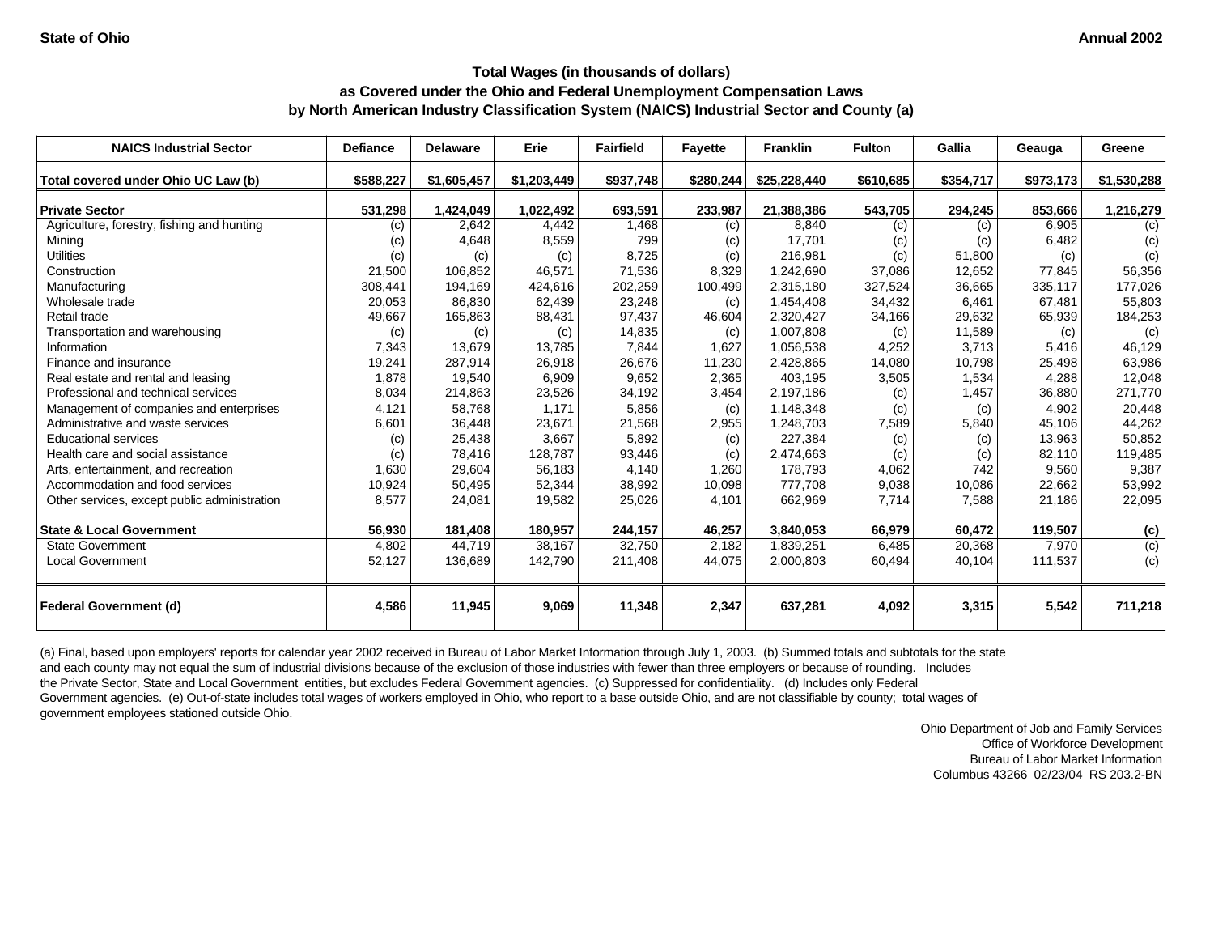**State of Ohio** | **Annual 2002**

### Total Wages (in thousands of dollars)
### as Covered under the Ohio and Federal Unemployment Compensation Laws
### by North American Industry Classification System (NAICS) Industrial Sector and County (a)

| NAICS Industrial Sector | Defiance | Delaware | Erie | Fairfield | Fayette | Franklin | Fulton | Gallia | Geauga | Greene |
|---|---|---|---|---|---|---|---|---|---|---|
| **Total covered under Ohio UC Law (b)** | **$588,227** | **$1,605,457** | **$1,203,449** | **$937,748** | **$280,244** | **$25,228,440** | **$610,685** | **$354,717** | **$973,173** | **$1,530,288** |
| **Private Sector** | **531,298** | **1,424,049** | **1,022,492** | **693,591** | **233,987** | **21,388,386** | **543,705** | **294,245** | **853,666** | **1,216,279** |
| Agriculture, forestry, fishing and hunting | (c) | 2,642 | 4,442 | 1,468 | (c) | 8,840 | (c) | (c) | 6,905 | (c) |
| Mining | (c) | 4,648 | 8,559 | 799 | (c) | 17,701 | (c) | (c) | 6,482 | (c) |
| Utilities | (c) | (c) | (c) | 8,725 | (c) | 216,981 | (c) | 51,800 | (c) | (c) |
| Construction | 21,500 | 106,852 | 46,571 | 71,536 | 8,329 | 1,242,690 | 37,086 | 12,652 | 77,845 | 56,356 |
| Manufacturing | 308,441 | 194,169 | 424,616 | 202,259 | 100,499 | 2,315,180 | 327,524 | 36,665 | 335,117 | 177,026 |
| Wholesale trade | 20,053 | 86,830 | 62,439 | 23,248 | (c) | 1,454,408 | 34,432 | 6,461 | 67,481 | 55,803 |
| Retail trade | 49,667 | 165,863 | 88,431 | 97,437 | 46,604 | 2,320,427 | 34,166 | 29,632 | 65,939 | 184,253 |
| Transportation and warehousing | (c) | (c) | (c) | 14,835 | (c) | 1,007,808 | (c) | 11,589 | (c) | (c) |
| Information | 7,343 | 13,679 | 13,785 | 7,844 | 1,627 | 1,056,538 | 4,252 | 3,713 | 5,416 | 46,129 |
| Finance and insurance | 19,241 | 287,914 | 26,918 | 26,676 | 11,230 | 2,428,865 | 14,080 | 10,798 | 25,498 | 63,986 |
| Real estate and rental and leasing | 1,878 | 19,540 | 6,909 | 9,652 | 2,365 | 403,195 | 3,505 | 1,534 | 4,288 | 12,048 |
| Professional and technical services | 8,034 | 214,863 | 23,526 | 34,192 | 3,454 | 2,197,186 | (c) | 1,457 | 36,880 | 271,770 |
| Management of companies and enterprises | 4,121 | 58,768 | 1,171 | 5,856 | (c) | 1,148,348 | (c) | (c) | 4,902 | 20,448 |
| Administrative and waste services | 6,601 | 36,448 | 23,671 | 21,568 | 2,955 | 1,248,703 | 7,589 | 5,840 | 45,106 | 44,262 |
| Educational services | (c) | 25,438 | 3,667 | 5,892 | (c) | 227,384 | (c) | (c) | 13,963 | 50,852 |
| Health care and social assistance | (c) | 78,416 | 128,787 | 93,446 | (c) | 2,474,663 | (c) | (c) | 82,110 | 119,485 |
| Arts, entertainment, and recreation | 1,630 | 29,604 | 56,183 | 4,140 | 1,260 | 178,793 | 4,062 | 742 | 9,560 | 9,387 |
| Accommodation and food services | 10,924 | 50,495 | 52,344 | 38,992 | 10,098 | 777,708 | 9,038 | 10,086 | 22,662 | 53,992 |
| Other services, except public administration | 8,577 | 24,081 | 19,582 | 25,026 | 4,101 | 662,969 | 7,714 | 7,588 | 21,186 | 22,095 |
| **State & Local Government** | **56,930** | **181,408** | **180,957** | **244,157** | **46,257** | **3,840,053** | **66,979** | **60,472** | **119,507** | **(c)** |
| State Government | 4,802 | 44,719 | 38,167 | 32,750 | 2,182 | 1,839,251 | 6,485 | 20,368 | 7,970 | (c) |
| Local Government | 52,127 | 136,689 | 142,790 | 211,408 | 44,075 | 2,000,803 | 60,494 | 40,104 | 111,537 | (c) |
| **Federal Government (d)** | **4,586** | **11,945** | **9,069** | **11,348** | **2,347** | **637,281** | **4,092** | **3,315** | **5,542** | **711,218** |

(a) Final, based upon employers' reports for calendar year 2002 received in Bureau of Labor Market Information through July 1, 2003. (b) Summed totals and subtotals for the state and each county may not equal the sum of industrial divisions because of the exclusion of those industries with fewer than three employers or because of rounding. Includes the Private Sector, State and Local Government entities, but excludes Federal Government agencies. (c) Suppressed for confidentiality. (d) Includes only Federal Government agencies. (e) Out-of-state includes total wages of workers employed in Ohio, who report to a base outside Ohio, and are not classifiable by county; total wages of government employees stationed outside Ohio.

Ohio Department of Job and Family Services
Office of Workforce Development
Bureau of Labor Market Information
Columbus 43266 02/23/04 RS 203.2-BN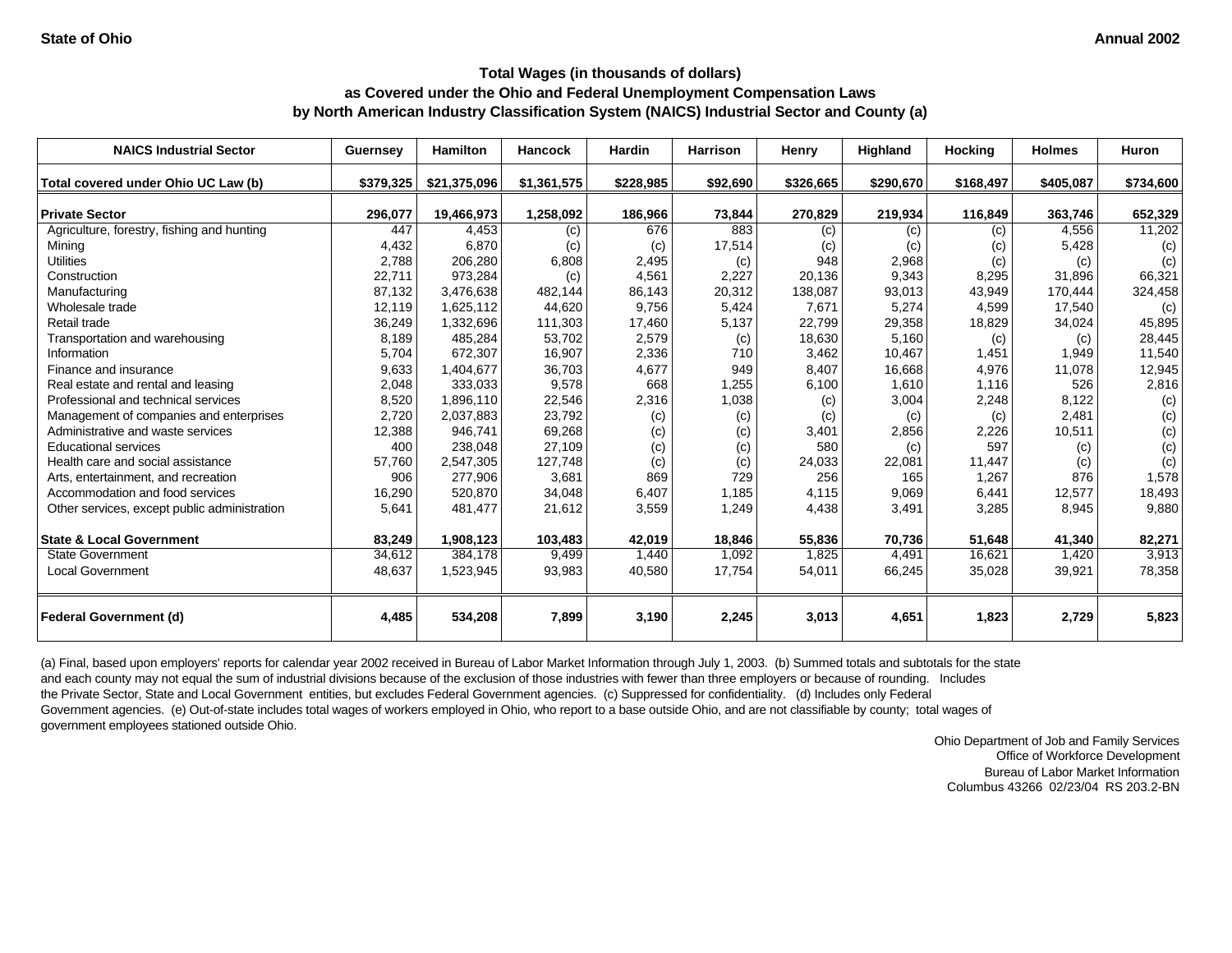State of Ohio

Annual 2002

### Total Wages (in thousands of dollars)
### as Covered under the Ohio and Federal Unemployment Compensation Laws
### by North American Industry Classification System (NAICS) Industrial Sector and County (a)

| NAICS Industrial Sector | Guernsey | Hamilton | Hancock | Hardin | Harrison | Henry | Highland | Hocking | Holmes | Huron |
|---|---|---|---|---|---|---|---|---|---|---|
| **Total covered under Ohio UC Law (b)** | **$379,325** | **$21,375,096** | **$1,361,575** | **$228,985** | **$92,690** | **$326,665** | **$290,670** | **$168,497** | **$405,087** | **$734,600** |
| **Private Sector** | **296,077** | **19,466,973** | **1,258,092** | **186,966** | **73,844** | **270,829** | **219,934** | **116,849** | **363,746** | **652,329** |
| Agriculture, forestry, fishing and hunting | 447 | 4,453 | (c) | 676 | 883 | (c) | (c) | (c) | 4,556 | 11,202 |
| Mining | 4,432 | 6,870 | (c) | (c) | 17,514 | (c) | (c) | (c) | 5,428 | (c) |
| Utilities | 2,788 | 206,280 | 6,808 | 2,495 | (c) | 948 | 2,968 | (c) | (c) | (c) |
| Construction | 22,711 | 973,284 | (c) | 4,561 | 2,227 | 20,136 | 9,343 | 8,295 | 31,896 | 66,321 |
| Manufacturing | 87,132 | 3,476,638 | 482,144 | 86,143 | 20,312 | 138,087 | 93,013 | 43,949 | 170,444 | 324,458 |
| Wholesale trade | 12,119 | 1,625,112 | 44,620 | 9,756 | 5,424 | 7,671 | 5,274 | 4,599 | 17,540 | (c) |
| Retail trade | 36,249 | 1,332,696 | 111,303 | 17,460 | 5,137 | 22,799 | 29,358 | 18,829 | 34,024 | 45,895 |
| Transportation and warehousing | 8,189 | 485,284 | 53,702 | 2,579 | (c) | 18,630 | 5,160 | (c) | (c) | 28,445 |
| Information | 5,704 | 672,307 | 16,907 | 2,336 | 710 | 3,462 | 10,467 | 1,451 | 1,949 | 11,540 |
| Finance and insurance | 9,633 | 1,404,677 | 36,703 | 4,677 | 949 | 8,407 | 16,668 | 4,976 | 11,078 | 12,945 |
| Real estate and rental and leasing | 2,048 | 333,033 | 9,578 | 668 | 1,255 | 6,100 | 1,610 | 1,116 | 526 | 2,816 |
| Professional and technical services | 8,520 | 1,896,110 | 22,546 | 2,316 | 1,038 | (c) | 3,004 | 2,248 | 8,122 | (c) |
| Management of companies and enterprises | 2,720 | 2,037,883 | 23,792 | (c) | (c) | (c) | (c) | (c) | 2,481 | (c) |
| Administrative and waste services | 12,388 | 946,741 | 69,268 | (c) | (c) | 3,401 | 2,856 | 2,226 | 10,511 | (c) |
| Educational services | 400 | 238,048 | 27,109 | (c) | (c) | 580 | (c) | 597 | (c) | (c) |
| Health care and social assistance | 57,760 | 2,547,305 | 127,748 | (c) | (c) | 24,033 | 22,081 | 11,447 | (c) | (c) |
| Arts, entertainment, and recreation | 906 | 277,906 | 3,681 | 869 | 729 | 256 | 165 | 1,267 | 876 | 1,578 |
| Accommodation and food services | 16,290 | 520,870 | 34,048 | 6,407 | 1,185 | 4,115 | 9,069 | 6,441 | 12,577 | 18,493 |
| Other services, except public administration | 5,641 | 481,477 | 21,612 | 3,559 | 1,249 | 4,438 | 3,491 | 3,285 | 8,945 | 9,880 |
| **State & Local Government** | **83,249** | **1,908,123** | **103,483** | **42,019** | **18,846** | **55,836** | **70,736** | **51,648** | **41,340** | **82,271** |
| State Government | 34,612 | 384,178 | 9,499 | 1,440 | 1,092 | 1,825 | 4,491 | 16,621 | 1,420 | 3,913 |
| Local Government | 48,637 | 1,523,945 | 93,983 | 40,580 | 17,754 | 54,011 | 66,245 | 35,028 | 39,921 | 78,358 |
| **Federal Government (d)** | **4,485** | **534,208** | **7,899** | **3,190** | **2,245** | **3,013** | **4,651** | **1,823** | **2,729** | **5,823** |

(a) Final, based upon employers' reports for calendar year 2002 received in Bureau of Labor Market Information through July 1, 2003. (b) Summed totals and subtotals for the state and each county may not equal the sum of industrial divisions because of the exclusion of those industries with fewer than three employers or because of rounding. Includes the Private Sector, State and Local Government entities, but excludes Federal Government agencies. (c) Suppressed for confidentiality. (d) Includes only Federal Government agencies. (e) Out-of-state includes total wages of workers employed in Ohio, who report to a base outside Ohio, and are not classifiable by county; total wages of government employees stationed outside Ohio.

Ohio Department of Job and Family Services
Office of Workforce Development
Bureau of Labor Market Information
Columbus 43266 02/23/04 RS 203.2-BN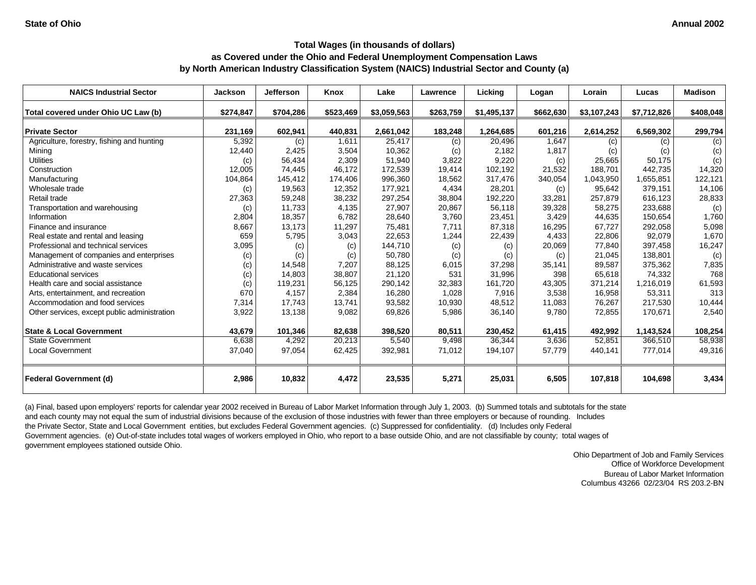State of Ohio

Annual 2002

# Total Wages (in thousands of dollars)
## as Covered under the Ohio and Federal Unemployment Compensation Laws
## by North American Industry Classification System (NAICS) Industrial Sector and County (a)

| NAICS Industrial Sector | Jackson | Jefferson | Knox | Lake | Lawrence | Licking | Logan | Lorain | Lucas | Madison |
|---|---|---|---|---|---|---|---|---|---|---|
| **Total covered under Ohio UC Law (b)** | **$274,847** | **$704,286** | **$523,469** | **$3,059,563** | **$263,759** | **$1,495,137** | **$662,630** | **$3,107,243** | **$7,712,826** | **$408,048** |
| **Private Sector** | **231,169** | **602,941** | **440,831** | **2,661,042** | **183,248** | **1,264,685** | **601,216** | **2,614,252** | **6,569,302** | **299,794** |
| Agriculture, forestry, fishing and hunting | 5,392 | (c) | 1,611 | 25,417 | (c) | 20,496 | 1,647 | (c) | (c) | (c) |
| Mining | 12,440 | 2,425 | 3,504 | 10,362 | (c) | 2,182 | 1,817 | (c) | (c) | (c) |
| Utilities | (c) | 56,434 | 2,309 | 51,940 | 3,822 | 9,220 | (c) | 25,665 | 50,175 | (c) |
| Construction | 12,005 | 74,445 | 46,172 | 172,539 | 19,414 | 102,192 | 21,532 | 188,701 | 442,735 | 14,320 |
| Manufacturing | 104,864 | 145,412 | 174,406 | 996,360 | 18,562 | 317,476 | 340,054 | 1,043,950 | 1,655,851 | 122,121 |
| Wholesale trade | (c) | 19,563 | 12,352 | 177,921 | 4,434 | 28,201 | (c) | 95,642 | 379,151 | 14,106 |
| Retail trade | 27,363 | 59,248 | 38,232 | 297,254 | 38,804 | 192,220 | 33,281 | 257,879 | 616,123 | 28,833 |
| Transportation and warehousing | (c) | 11,733 | 4,135 | 27,907 | 20,867 | 56,118 | 39,328 | 58,275 | 233,688 | (c) |
| Information | 2,804 | 18,357 | 6,782 | 28,640 | 3,760 | 23,451 | 3,429 | 44,635 | 150,654 | 1,760 |
| Finance and insurance | 8,667 | 13,173 | 11,297 | 75,481 | 7,711 | 87,318 | 16,295 | 67,727 | 292,058 | 5,098 |
| Real estate and rental and leasing | 659 | 5,795 | 3,043 | 22,653 | 1,244 | 22,439 | 4,433 | 22,806 | 92,079 | 1,670 |
| Professional and technical services | 3,095 | (c) | (c) | 144,710 | (c) | (c) | 20,069 | 77,840 | 397,458 | 16,247 |
| Management of companies and enterprises | (c) | (c) | (c) | 50,780 | (c) | (c) | (c) | 21,045 | 138,801 | (c) |
| Administrative and waste services | (c) | 14,548 | 7,207 | 88,125 | 6,015 | 37,298 | 35,141 | 89,587 | 375,362 | 7,835 |
| Educational services | (c) | 14,803 | 38,807 | 21,120 | 531 | 31,996 | 398 | 65,618 | 74,332 | 768 |
| Health care and social assistance | (c) | 119,231 | 56,125 | 290,142 | 32,383 | 161,720 | 43,305 | 371,214 | 1,216,019 | 61,593 |
| Arts, entertainment, and recreation | 670 | 4,157 | 2,384 | 16,280 | 1,028 | 7,916 | 3,538 | 16,958 | 53,311 | 313 |
| Accommodation and food services | 7,314 | 17,743 | 13,741 | 93,582 | 10,930 | 48,512 | 11,083 | 76,267 | 217,530 | 10,444 |
| Other services, except public administration | 3,922 | 13,138 | 9,082 | 69,826 | 5,986 | 36,140 | 9,780 | 72,855 | 170,671 | 2,540 |
| **State & Local Government** | **43,679** | **101,346** | **82,638** | **398,520** | **80,511** | **230,452** | **61,415** | **492,992** | **1,143,524** | **108,254** |
| State Government | 6,638 | 4,292 | 20,213 | 5,540 | 9,498 | 36,344 | 3,636 | 52,851 | 366,510 | 58,938 |
| Local Government | 37,040 | 97,054 | 62,425 | 392,981 | 71,012 | 194,107 | 57,779 | 440,141 | 777,014 | 49,316 |
| **Federal Government (d)** | **2,986** | **10,832** | **4,472** | **23,535** | **5,271** | **25,031** | **6,505** | **107,818** | **104,698** | **3,434** |

(a) Final, based upon employers' reports for calendar year 2002 received in Bureau of Labor Market Information through July 1, 2003. (b) Summed totals and subtotals for the state and each county may not equal the sum of industrial divisions because of the exclusion of those industries with fewer than three employers or because of rounding. Includes the Private Sector, State and Local Government entities, but excludes Federal Government agencies. (c) Suppressed for confidentiality. (d) Includes only Federal Government agencies. (e) Out-of-state includes total wages of workers employed in Ohio, who report to a base outside Ohio, and are not classifiable by county; total wages of government employees stationed outside Ohio.

Ohio Department of Job and Family Services
Office of Workforce Development
Bureau of Labor Market Information
Columbus 43266 02/23/04 RS 203.2-BN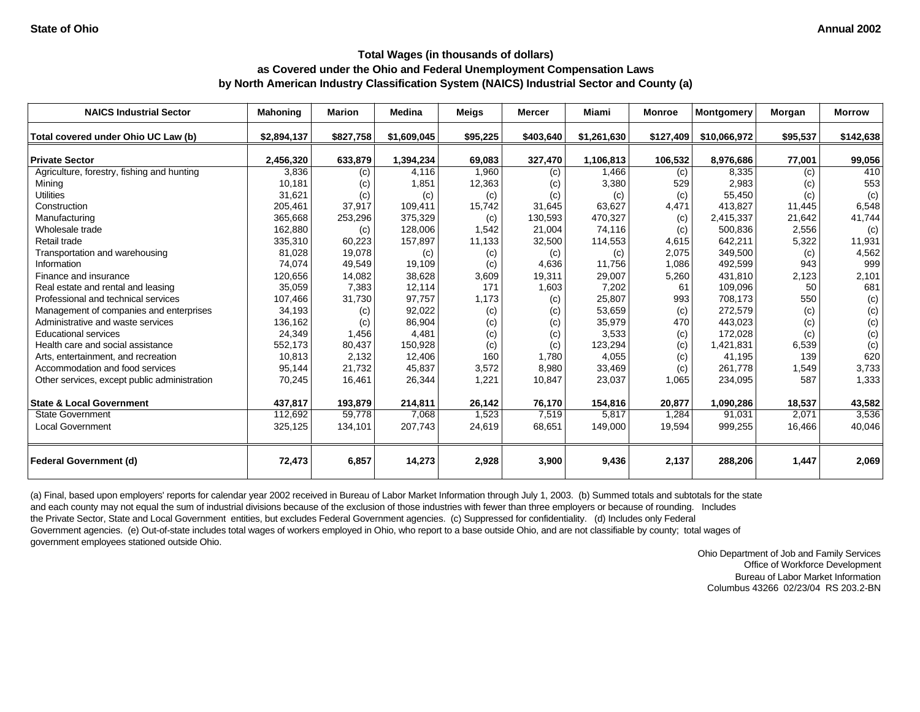**State of Ohio** **Annual 2002**

### Total Wages (in thousands of dollars)
### as Covered under the Ohio and Federal Unemployment Compensation Laws
### by North American Industry Classification System (NAICS) Industrial Sector and County (a)

| NAICS Industrial Sector | Mahoning | Marion | Medina | Meigs | Mercer | Miami | Monroe | Montgomery | Morgan | Morrow |
|---|---|---|---|---|---|---|---|---|---|---|
| **Total covered under Ohio UC Law (b)** | **$2,894,137** | **$827,758** | **$1,609,045** | **$95,225** | **$403,640** | **$1,261,630** | **$127,409** | **$10,066,972** | **$95,537** | **$142,638** |
| **Private Sector** | **2,456,320** | **633,879** | **1,394,234** | **69,083** | **327,470** | **1,106,813** | **106,532** | **8,976,686** | **77,001** | **99,056** |
| Agriculture, forestry, fishing and hunting | 3,836 | (c) | 4,116 | 1,960 | (c) | 1,466 | (c) | 8,335 | (c) | 410 |
| Mining | 10,181 | (c) | 1,851 | 12,363 | (c) | 3,380 | 529 | 2,983 | (c) | 553 |
| Utilities | 31,621 | (c) | (c) | (c) | (c) | (c) | (c) | 55,450 | (c) | (c) |
| Construction | 205,461 | 37,917 | 109,411 | 15,742 | 31,645 | 63,627 | 4,471 | 413,827 | 11,445 | 6,548 |
| Manufacturing | 365,668 | 253,296 | 375,329 | (c) | 130,593 | 470,327 | (c) | 2,415,337 | 21,642 | 41,744 |
| Wholesale trade | 162,880 | (c) | 128,006 | 1,542 | 21,004 | 74,116 | (c) | 500,836 | 2,556 | (c) |
| Retail trade | 335,310 | 60,223 | 157,897 | 11,133 | 32,500 | 114,553 | 4,615 | 642,211 | 5,322 | 11,931 |
| Transportation and warehousing | 81,028 | 19,078 | (c) | (c) | (c) | (c) | 2,075 | 349,500 | (c) | 4,562 |
| Information | 74,074 | 49,549 | 19,109 | (c) | 4,636 | 11,756 | 1,086 | 492,599 | 943 | 999 |
| Finance and insurance | 120,656 | 14,082 | 38,628 | 3,609 | 19,311 | 29,007 | 5,260 | 431,810 | 2,123 | 2,101 |
| Real estate and rental and leasing | 35,059 | 7,383 | 12,114 | 171 | 1,603 | 7,202 | 61 | 109,096 | 50 | 681 |
| Professional and technical services | 107,466 | 31,730 | 97,757 | 1,173 | (c) | 25,807 | 993 | 708,173 | 550 | (c) |
| Management of companies and enterprises | 34,193 | (c) | 92,022 | (c) | (c) | 53,659 | (c) | 272,579 | (c) | (c) |
| Administrative and waste services | 136,162 | (c) | 86,904 | (c) | (c) | 35,979 | 470 | 443,023 | (c) | (c) |
| Educational services | 24,349 | 1,456 | 4,481 | (c) | (c) | 3,533 | (c) | 172,028 | (c) | (c) |
| Health care and social assistance | 552,173 | 80,437 | 150,928 | (c) | (c) | 123,294 | (c) | 1,421,831 | 6,539 | (c) |
| Arts, entertainment, and recreation | 10,813 | 2,132 | 12,406 | 160 | 1,780 | 4,055 | (c) | 41,195 | 139 | 620 |
| Accommodation and food services | 95,144 | 21,732 | 45,837 | 3,572 | 8,980 | 33,469 | (c) | 261,778 | 1,549 | 3,733 |
| Other services, except public administration | 70,245 | 16,461 | 26,344 | 1,221 | 10,847 | 23,037 | 1,065 | 234,095 | 587 | 1,333 |
| **State & Local Government** | **437,817** | **193,879** | **214,811** | **26,142** | **76,170** | **154,816** | **20,877** | **1,090,286** | **18,537** | **43,582** |
| State Government | 112,692 | 59,778 | 7,068 | 1,523 | 7,519 | 5,817 | 1,284 | 91,031 | 2,071 | 3,536 |
| Local Government | 325,125 | 134,101 | 207,743 | 24,619 | 68,651 | 149,000 | 19,594 | 999,255 | 16,466 | 40,046 |
| **Federal Government (d)** | **72,473** | **6,857** | **14,273** | **2,928** | **3,900** | **9,436** | **2,137** | **288,206** | **1,447** | **2,069** |

(a) Final, based upon employers' reports for calendar year 2002 received in Bureau of Labor Market Information through July 1, 2003. (b) Summed totals and subtotals for the state and each county may not equal the sum of industrial divisions because of the exclusion of those industries with fewer than three employers or because of rounding. Includes the Private Sector, State and Local Government entities, but excludes Federal Government agencies. (c) Suppressed for confidentiality. (d) Includes only Federal Government agencies. (e) Out-of-state includes total wages of workers employed in Ohio, who report to a base outside Ohio, and are not classifiable by county; total wages of government employees stationed outside Ohio.

Ohio Department of Job and Family Services
Office of Workforce Development
Bureau of Labor Market Information
Columbus 43266 02/23/04 RS 203.2-BN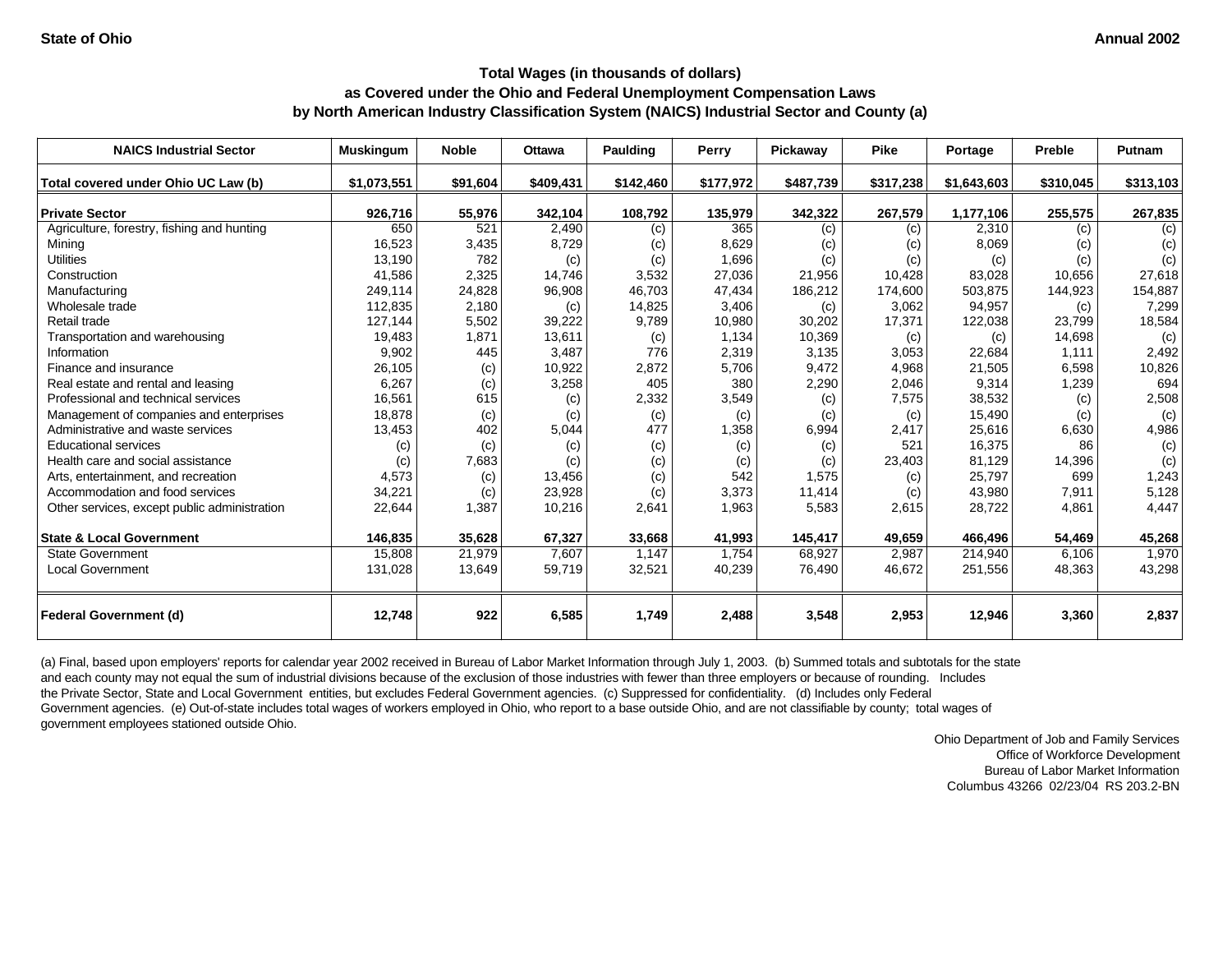State of Ohio — Annual 2002

### Total Wages (in thousands of dollars)
### as Covered under the Ohio and Federal Unemployment Compensation Laws
### by North American Industry Classification System (NAICS) Industrial Sector and County (a)

| NAICS Industrial Sector | Muskingum | Noble | Ottawa | Paulding | Perry | Pickaway | Pike | Portage | Preble | Putnam |
|---|---|---|---|---|---|---|---|---|---|---|
| **Total covered under Ohio UC Law (b)** | **$1,073,551** | **$91,604** | **$409,431** | **$142,460** | **$177,972** | **$487,739** | **$317,238** | **$1,643,603** | **$310,045** | **$313,103** |
| **Private Sector** | **926,716** | **55,976** | **342,104** | **108,792** | **135,979** | **342,322** | **267,579** | **1,177,106** | **255,575** | **267,835** |
| Agriculture, forestry, fishing and hunting | 650 | 521 | 2,490 | (c) | 365 | (c) | (c) | 2,310 | (c) | (c) |
| Mining | 16,523 | 3,435 | 8,729 | (c) | 8,629 | (c) | (c) | 8,069 | (c) | (c) |
| Utilities | 13,190 | 782 | (c) | (c) | 1,696 | (c) | (c) | (c) | (c) | (c) |
| Construction | 41,586 | 2,325 | 14,746 | 3,532 | 27,036 | 21,956 | 10,428 | 83,028 | 10,656 | 27,618 |
| Manufacturing | 249,114 | 24,828 | 96,908 | 46,703 | 47,434 | 186,212 | 174,600 | 503,875 | 144,923 | 154,887 |
| Wholesale trade | 112,835 | 2,180 | (c) | 14,825 | 3,406 | (c) | 3,062 | 94,957 | (c) | 7,299 |
| Retail trade | 127,144 | 5,502 | 39,222 | 9,789 | 10,980 | 30,202 | 17,371 | 122,038 | 23,799 | 18,584 |
| Transportation and warehousing | 19,483 | 1,871 | 13,611 | (c) | 1,134 | 10,369 | (c) | (c) | 14,698 | (c) |
| Information | 9,902 | 445 | 3,487 | 776 | 2,319 | 3,135 | 3,053 | 22,684 | 1,111 | 2,492 |
| Finance and insurance | 26,105 | (c) | 10,922 | 2,872 | 5,706 | 9,472 | 4,968 | 21,505 | 6,598 | 10,826 |
| Real estate and rental and leasing | 6,267 | (c) | 3,258 | 405 | 380 | 2,290 | 2,046 | 9,314 | 1,239 | 694 |
| Professional and technical services | 16,561 | 615 | (c) | 2,332 | 3,549 | (c) | 7,575 | 38,532 | (c) | 2,508 |
| Management of companies and enterprises | 18,878 | (c) | (c) | (c) | (c) | (c) | (c) | 15,490 | (c) | (c) |
| Administrative and waste services | 13,453 | 402 | 5,044 | 477 | 1,358 | 6,994 | 2,417 | 25,616 | 6,630 | 4,986 |
| Educational services | (c) | (c) | (c) | (c) | (c) | (c) | 521 | 16,375 | 86 | (c) |
| Health care and social assistance | (c) | 7,683 | (c) | (c) | (c) | (c) | 23,403 | 81,129 | 14,396 | (c) |
| Arts, entertainment, and recreation | 4,573 | (c) | 13,456 | (c) | 542 | 1,575 | (c) | 25,797 | 699 | 1,243 |
| Accommodation and food services | 34,221 | (c) | 23,928 | (c) | 3,373 | 11,414 | (c) | 43,980 | 7,911 | 5,128 |
| Other services, except public administration | 22,644 | 1,387 | 10,216 | 2,641 | 1,963 | 5,583 | 2,615 | 28,722 | 4,861 | 4,447 |
| **State & Local Government** | **146,835** | **35,628** | **67,327** | **33,668** | **41,993** | **145,417** | **49,659** | **466,496** | **54,469** | **45,268** |
| State Government | 15,808 | 21,979 | 7,607 | 1,147 | 1,754 | 68,927 | 2,987 | 214,940 | 6,106 | 1,970 |
| Local Government | 131,028 | 13,649 | 59,719 | 32,521 | 40,239 | 76,490 | 46,672 | 251,556 | 48,363 | 43,298 |
| **Federal Government (d)** | **12,748** | **922** | **6,585** | **1,749** | **2,488** | **3,548** | **2,953** | **12,946** | **3,360** | **2,837** |

(a) Final, based upon employers' reports for calendar year 2002 received in Bureau of Labor Market Information through July 1, 2003. (b) Summed totals and subtotals for the state and each county may not equal the sum of industrial divisions because of the exclusion of those industries with fewer than three employers or because of rounding. Includes the Private Sector, State and Local Government entities, but excludes Federal Government agencies. (c) Suppressed for confidentiality. (d) Includes only Federal Government agencies. (e) Out-of-state includes total wages of workers employed in Ohio, who report to a base outside Ohio, and are not classifiable by county; total wages of government employees stationed outside Ohio.

Ohio Department of Job and Family Services
Office of Workforce Development
Bureau of Labor Market Information
Columbus 43266 02/23/04 RS 203.2-BN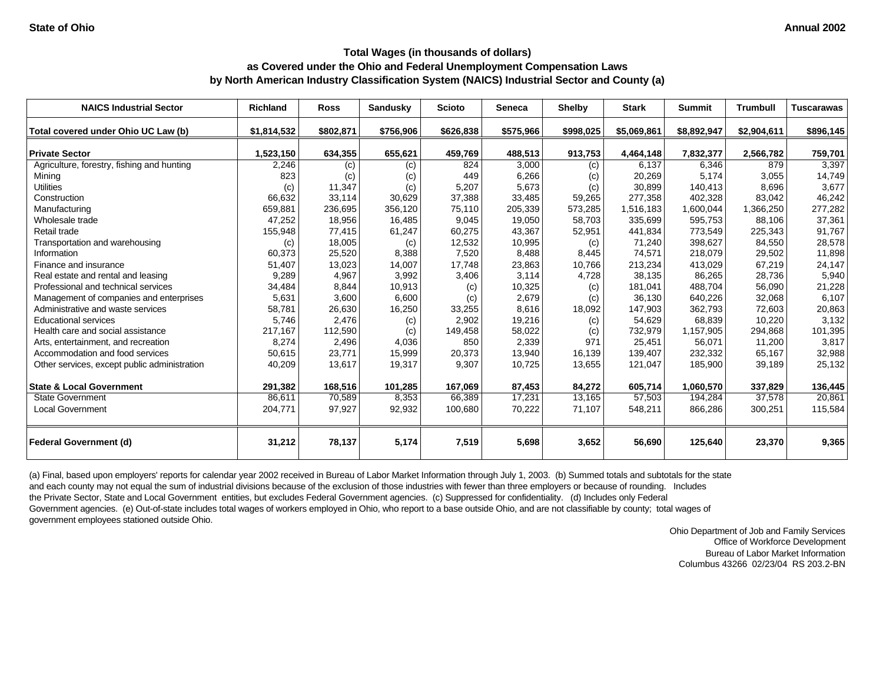State of Ohio

Annual 2002

**Total Wages (in thousands of dollars)**
**as Covered under the Ohio and Federal Unemployment Compensation Laws**
**by North American Industry Classification System (NAICS) Industrial Sector and County (a)**

| NAICS Industrial Sector | Richland | Ross | Sandusky | Scioto | Seneca | Shelby | Stark | Summit | Trumbull | Tuscarawas |
|---|---|---|---|---|---|---|---|---|---|---|
| **Total covered under Ohio UC Law (b)** | **$1,814,532** | **$802,871** | **$756,906** | **$626,838** | **$575,966** | **$998,025** | **$5,069,861** | **$8,892,947** | **$2,904,611** | **$896,145** |
| **Private Sector** | **1,523,150** | **634,355** | **655,621** | **459,769** | **488,513** | **913,753** | **4,464,148** | **7,832,377** | **2,566,782** | **759,701** |
| Agriculture, forestry, fishing and hunting | 2,246 | (c) | (c) | 824 | 3,000 | (c) | 6,137 | 6,346 | 879 | 3,397 |
| Mining | 823 | (c) | (c) | 449 | 6,266 | (c) | 20,269 | 5,174 | 3,055 | 14,749 |
| Utilities | (c) | 11,347 | (c) | 5,207 | 5,673 | (c) | 30,899 | 140,413 | 8,696 | 3,677 |
| Construction | 66,632 | 33,114 | 30,629 | 37,388 | 33,485 | 59,265 | 277,358 | 402,328 | 83,042 | 46,242 |
| Manufacturing | 659,881 | 236,695 | 356,120 | 75,110 | 205,339 | 573,285 | 1,516,183 | 1,600,044 | 1,366,250 | 277,282 |
| Wholesale trade | 47,252 | 18,956 | 16,485 | 9,045 | 19,050 | 58,703 | 335,699 | 595,753 | 88,106 | 37,361 |
| Retail trade | 155,948 | 77,415 | 61,247 | 60,275 | 43,367 | 52,951 | 441,834 | 773,549 | 225,343 | 91,767 |
| Transportation and warehousing | (c) | 18,005 | (c) | 12,532 | 10,995 | (c) | 71,240 | 398,627 | 84,550 | 28,578 |
| Information | 60,373 | 25,520 | 8,388 | 7,520 | 8,488 | 8,445 | 74,571 | 218,079 | 29,502 | 11,898 |
| Finance and insurance | 51,407 | 13,023 | 14,007 | 17,748 | 23,863 | 10,766 | 213,234 | 413,029 | 67,219 | 24,147 |
| Real estate and rental and leasing | 9,289 | 4,967 | 3,992 | 3,406 | 3,114 | 4,728 | 38,135 | 86,265 | 28,736 | 5,940 |
| Professional and technical services | 34,484 | 8,844 | 10,913 | (c) | 10,325 | (c) | 181,041 | 488,704 | 56,090 | 21,228 |
| Management of companies and enterprises | 5,631 | 3,600 | 6,600 | (c) | 2,679 | (c) | 36,130 | 640,226 | 32,068 | 6,107 |
| Administrative and waste services | 58,781 | 26,630 | 16,250 | 33,255 | 8,616 | 18,092 | 147,903 | 362,793 | 72,603 | 20,863 |
| Educational services | 5,746 | 2,476 | (c) | 2,902 | 19,216 | (c) | 54,629 | 68,839 | 10,220 | 3,132 |
| Health care and social assistance | 217,167 | 112,590 | (c) | 149,458 | 58,022 | (c) | 732,979 | 1,157,905 | 294,868 | 101,395 |
| Arts, entertainment, and recreation | 8,274 | 2,496 | 4,036 | 850 | 2,339 | 971 | 25,451 | 56,071 | 11,200 | 3,817 |
| Accommodation and food services | 50,615 | 23,771 | 15,999 | 20,373 | 13,940 | 16,139 | 139,407 | 232,332 | 65,167 | 32,988 |
| Other services, except public administration | 40,209 | 13,617 | 19,317 | 9,307 | 10,725 | 13,655 | 121,047 | 185,900 | 39,189 | 25,132 |
| **State & Local Government** | **291,382** | **168,516** | **101,285** | **167,069** | **87,453** | **84,272** | **605,714** | **1,060,570** | **337,829** | **136,445** |
| State Government | 86,611 | 70,589 | 8,353 | 66,389 | 17,231 | 13,165 | 57,503 | 194,284 | 37,578 | 20,861 |
| Local Government | 204,771 | 97,927 | 92,932 | 100,680 | 70,222 | 71,107 | 548,211 | 866,286 | 300,251 | 115,584 |
| **Federal Government (d)** | **31,212** | **78,137** | **5,174** | **7,519** | **5,698** | **3,652** | **56,690** | **125,640** | **23,370** | **9,365** |

(a) Final, based upon employers' reports for calendar year 2002 received in Bureau of Labor Market Information through July 1, 2003. (b) Summed totals and subtotals for the state and each county may not equal the sum of industrial divisions because of the exclusion of those industries with fewer than three employers or because of rounding. Includes the Private Sector, State and Local Government entities, but excludes Federal Government agencies. (c) Suppressed for confidentiality. (d) Includes only Federal Government agencies. (e) Out-of-state includes total wages of workers employed in Ohio, who report to a base outside Ohio, and are not classifiable by county; total wages of government employees stationed outside Ohio.

Ohio Department of Job and Family Services
Office of Workforce Development
Bureau of Labor Market Information
Columbus 43266 02/23/04 RS 203.2-BN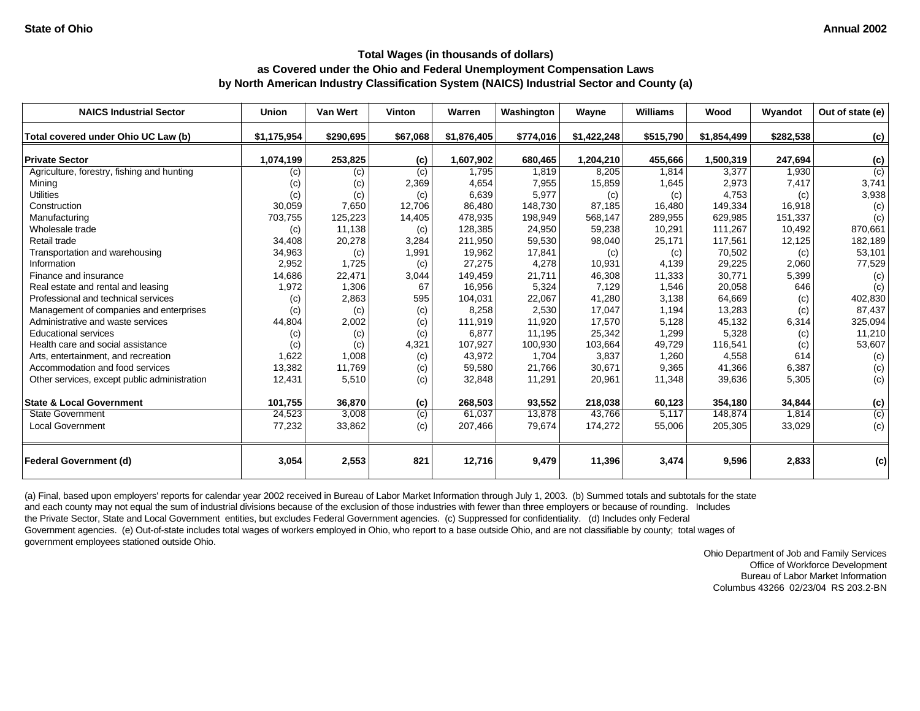State of Ohio

Annual 2002

### Total Wages (in thousands of dollars)
### as Covered under the Ohio and Federal Unemployment Compensation Laws
### by North American Industry Classification System (NAICS) Industrial Sector and County (a)

| NAICS Industrial Sector | Union | Van Wert | Vinton | Warren | Washington | Wayne | Williams | Wood | Wyandot | Out of state (e) |
|---|---|---|---|---|---|---|---|---|---|---|
| **Total covered under Ohio UC Law (b)** | **$1,175,954** | **$290,695** | **$67,068** | **$1,876,405** | **$774,016** | **$1,422,248** | **$515,790** | **$1,854,499** | **$282,538** | **(c)** |
| **Private Sector** | **1,074,199** | **253,825** | **(c)** | **1,607,902** | **680,465** | **1,204,210** | **455,666** | **1,500,319** | **247,694** | **(c)** |
| Agriculture, forestry, fishing and hunting | (c) | (c) | (c) | 1,795 | 1,819 | 8,205 | 1,814 | 3,377 | 1,930 | (c) |
| Mining | (c) | (c) | 2,369 | 4,654 | 7,955 | 15,859 | 1,645 | 2,973 | 7,417 | 3,741 |
| Utilities | (c) | (c) | (c) | 6,639 | 5,977 | (c) | (c) | 4,753 | (c) | 3,938 |
| Construction | 30,059 | 7,650 | 12,706 | 86,480 | 148,730 | 87,185 | 16,480 | 149,334 | 16,918 | (c) |
| Manufacturing | 703,755 | 125,223 | 14,405 | 478,935 | 198,949 | 568,147 | 289,955 | 629,985 | 151,337 | (c) |
| Wholesale trade | (c) | 11,138 | (c) | 128,385 | 24,950 | 59,238 | 10,291 | 111,267 | 10,492 | 870,661 |
| Retail trade | 34,408 | 20,278 | 3,284 | 211,950 | 59,530 | 98,040 | 25,171 | 117,561 | 12,125 | 182,189 |
| Transportation and warehousing | 34,963 | (c) | 1,991 | 19,962 | 17,841 | (c) | (c) | 70,502 | (c) | 53,101 |
| Information | 2,952 | 1,725 | (c) | 27,275 | 4,278 | 10,931 | 4,139 | 29,225 | 2,060 | 77,529 |
| Finance and insurance | 14,686 | 22,471 | 3,044 | 149,459 | 21,711 | 46,308 | 11,333 | 30,771 | 5,399 | (c) |
| Real estate and rental and leasing | 1,972 | 1,306 | 67 | 16,956 | 5,324 | 7,129 | 1,546 | 20,058 | 646 | (c) |
| Professional and technical services | (c) | 2,863 | 595 | 104,031 | 22,067 | 41,280 | 3,138 | 64,669 | (c) | 402,830 |
| Management of companies and enterprises | (c) | (c) | (c) | 8,258 | 2,530 | 17,047 | 1,194 | 13,283 | (c) | 87,437 |
| Administrative and waste services | 44,804 | 2,002 | (c) | 111,919 | 11,920 | 17,570 | 5,128 | 45,132 | 6,314 | 325,094 |
| Educational services | (c) | (c) | (c) | 6,877 | 11,195 | 25,342 | 1,299 | 5,328 | (c) | 11,210 |
| Health care and social assistance | (c) | (c) | 4,321 | 107,927 | 100,930 | 103,664 | 49,729 | 116,541 | (c) | 53,607 |
| Arts, entertainment, and recreation | 1,622 | 1,008 | (c) | 43,972 | 1,704 | 3,837 | 1,260 | 4,558 | 614 | (c) |
| Accommodation and food services | 13,382 | 11,769 | (c) | 59,580 | 21,766 | 30,671 | 9,365 | 41,366 | 6,387 | (c) |
| Other services, except public administration | 12,431 | 5,510 | (c) | 32,848 | 11,291 | 20,961 | 11,348 | 39,636 | 5,305 | (c) |
| **State & Local Government** | **101,755** | **36,870** | **(c)** | **268,503** | **93,552** | **218,038** | **60,123** | **354,180** | **34,844** | **(c)** |
| State Government | 24,523 | 3,008 | (c) | 61,037 | 13,878 | 43,766 | 5,117 | 148,874 | 1,814 | (c) |
| Local Government | 77,232 | 33,862 | (c) | 207,466 | 79,674 | 174,272 | 55,006 | 205,305 | 33,029 | (c) |
| **Federal Government (d)** | **3,054** | **2,553** | **821** | **12,716** | **9,479** | **11,396** | **3,474** | **9,596** | **2,833** | **(c)** |

(a) Final, based upon employers' reports for calendar year 2002 received in Bureau of Labor Market Information through July 1, 2003. (b) Summed totals and subtotals for the state and each county may not equal the sum of industrial divisions because of the exclusion of those industries with fewer than three employers or because of rounding. Includes the Private Sector, State and Local Government entities, but excludes Federal Government agencies. (c) Suppressed for confidentiality. (d) Includes only Federal Government agencies. (e) Out-of-state includes total wages of workers employed in Ohio, who report to a base outside Ohio, and are not classifiable by county; total wages of government employees stationed outside Ohio.

Ohio Department of Job and Family Services
Office of Workforce Development
Bureau of Labor Market Information
Columbus 43266 02/23/04 RS 203.2-BN